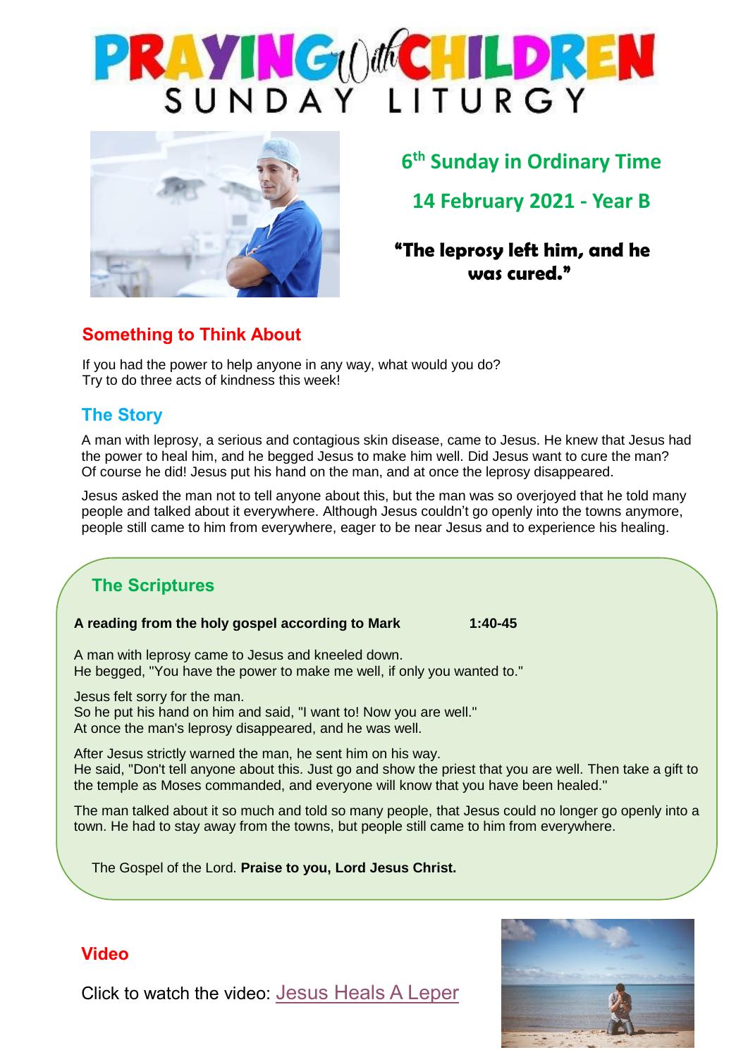# PRAYING with CHILDREN
## SUNDAY LITURGY

**6th Sunday in Ordinary Time**

**14 February 2021 - Year B**

**"The leprosy left him, and he was cured."**

## Something to Think About

If you had the power to help anyone in any way, what would you do?
Try to do three acts of kindness this week!

## The Story

A man with leprosy, a serious and contagious skin disease, came to Jesus. He knew that Jesus had the power to heal him, and he begged Jesus to make him well. Did Jesus want to cure the man? Of course he did! Jesus put his hand on the man, and at once the leprosy disappeared.

Jesus asked the man not to tell anyone about this, but the man was so overjoyed that he told many people and talked about it everywhere. Although Jesus couldn't go openly into the towns anymore, people still came to him from everywhere, eager to be near Jesus and to experience his healing.

## The Scriptures

**A reading from the holy gospel according to Mark 1:40-45**

A man with leprosy came to Jesus and kneeled down.
He begged, "You have the power to make me well, if only you wanted to."

Jesus felt sorry for the man.
So he put his hand on him and said, "I want to! Now you are well."
At once the man's leprosy disappeared, and he was well.

After Jesus strictly warned the man, he sent him on his way.
He said, "Don't tell anyone about this. Just go and show the priest that you are well. Then take a gift to the temple as Moses commanded, and everyone will know that you have been healed."

The man talked about it so much and told so many people, that Jesus could no longer go openly into a town. He had to stay away from the towns, but people still came to him from everywhere.

The Gospel of the Lord. **Praise to you, Lord Jesus Christ.**

## Video

Click to watch the video: Jesus Heals A Leper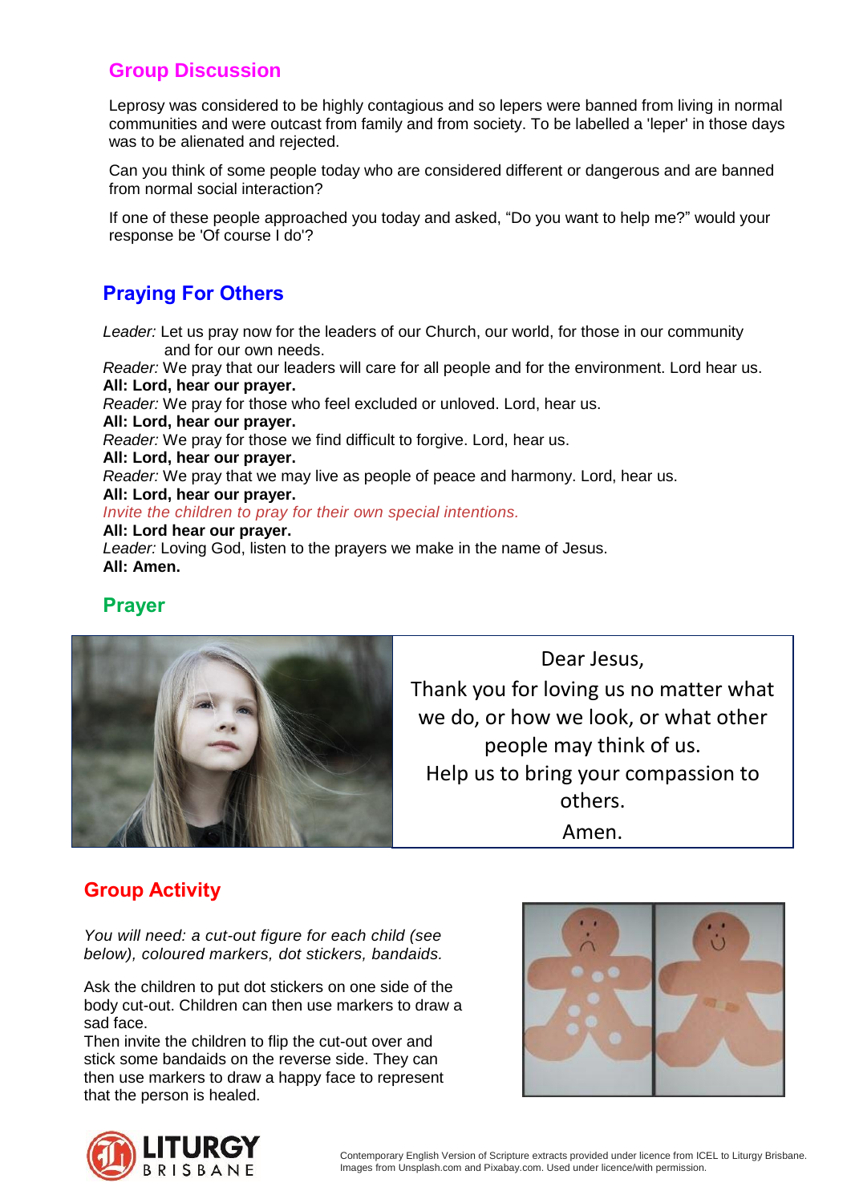## Group Discussion

Leprosy was considered to be highly contagious and so lepers were banned from living in normal communities and were outcast from family and from society. To be labelled a 'leper' in those days was to be alienated and rejected.

Can you think of some people today who are considered different or dangerous and are banned from normal social interaction?

If one of these people approached you today and asked, “Do you want to help me?” would your response be 'Of course I do'?

## Praying For Others

*Leader:* Let us pray now for the leaders of our Church, our world, for those in our community and for our own needs.
*Reader:* We pray that our leaders will care for all people and for the environment. Lord hear us.
**All: Lord, hear our prayer.**
*Reader:* We pray for those who feel excluded or unloved. Lord, hear us.
**All: Lord, hear our prayer.**
*Reader:* We pray for those we find difficult to forgive. Lord, hear us.
**All: Lord, hear our prayer.**
*Reader:* We pray that we may live as people of peace and harmony. Lord, hear us.
**All: Lord, hear our prayer.**
*Invite the children to pray for their own special intentions.*
**All: Lord hear our prayer.**
*Leader:* Loving God, listen to the prayers we make in the name of Jesus.
**All: Amen.**

## Prayer

Dear Jesus,
Thank you for loving us no matter what we do, or how we look, or what other people may think of us.
Help us to bring your compassion to others.
Amen.

## Group Activity

*You will need: a cut-out figure for each child (see below), coloured markers, dot stickers, bandaids.*

Ask the children to put dot stickers on one side of the body cut-out. Children can then use markers to draw a sad face.
Then invite the children to flip the cut-out over and stick some bandaids on the reverse side. They can then use markers to draw a happy face to represent that the person is healed.

Contemporary English Version of Scripture extracts provided under licence from ICEL to Liturgy Brisbane. Images from Unsplash.com and Pixabay.com. Used under licence/with permission.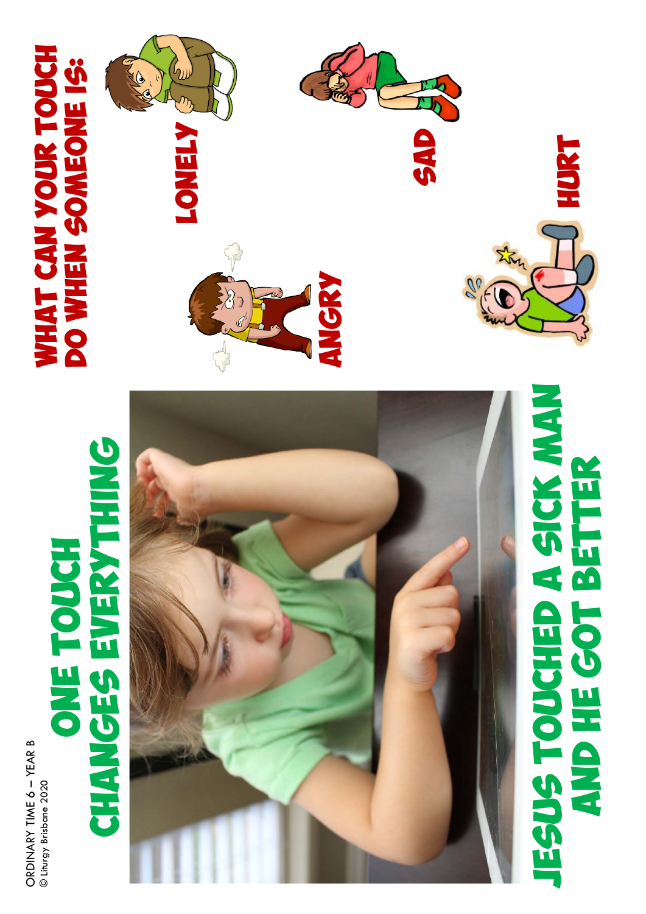ORDINARY TIME 6 – YEAR B
© Liturgy Brisbane 2020

# ONE TOUCH CHANGES EVERYTHING

# JESUS TOUCHED A SICK MAN AND HE GOT BETTER

# WHAT CAN YOUR TOUCH DO WHEN SOMEONE IS:

LONELY

SAD

ANGRY

HURT